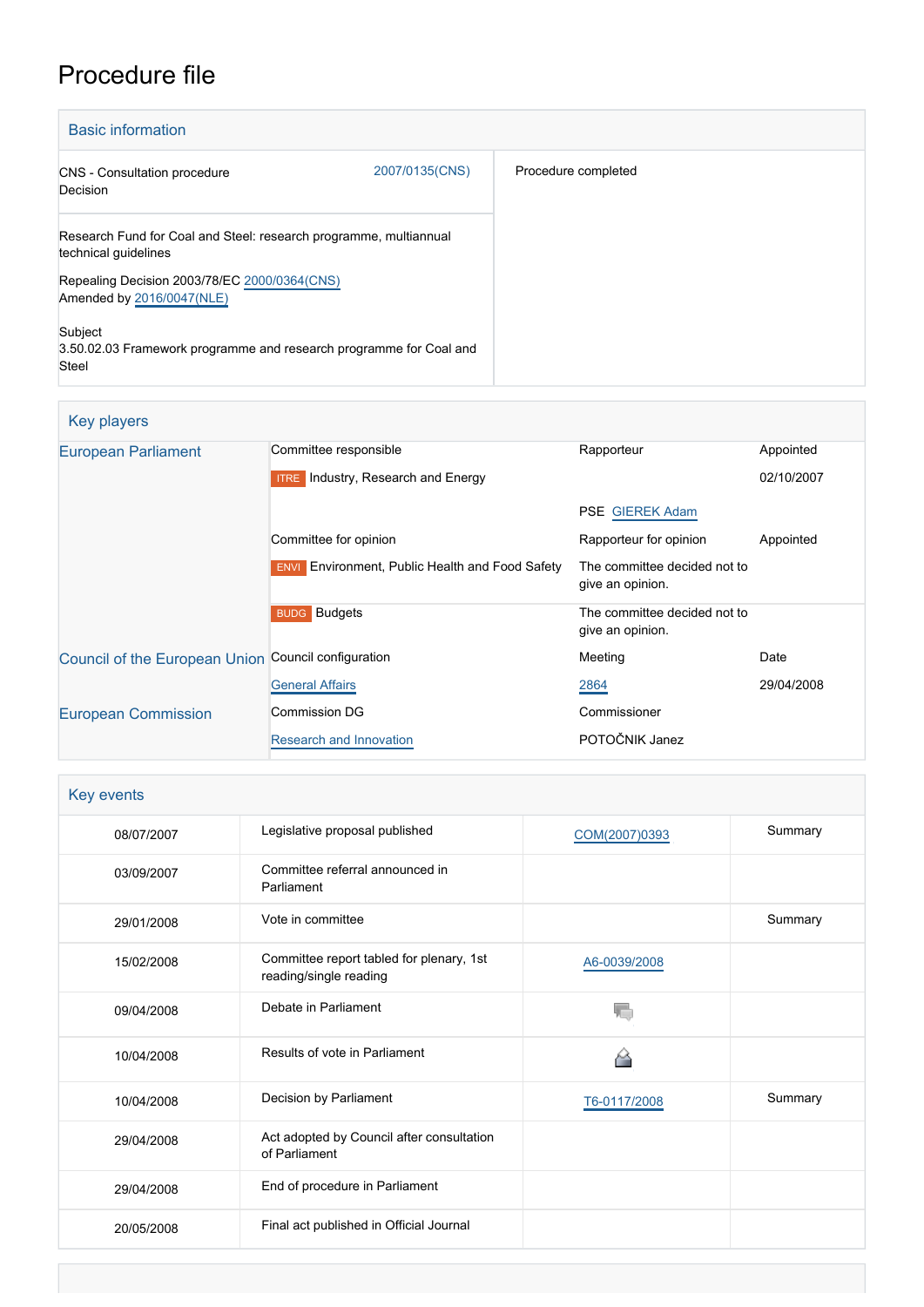# Procedure file

## Basic information

| | |
|---|---|
| CNS - Consultation procedure<br>Decision<br><br>2007/0135(CNS) | Procedure completed |
| Research Fund for Coal and Steel: research programme, multiannual technical guidelines<br><br>Repealing Decision 2003/78/EC 2000/0364(CNS)<br>Amended by 2016/0047(NLE)<br><br>Subject<br>3.50.02.03 Framework programme and research programme for Coal and Steel | |

## Key players

| | | | |
|---|---|---|---|
| European Parliament | Committee responsible | Rapporteur | Appointed |
| | ITRE Industry, Research and Energy | | 02/10/2007 |
| | | PSE GIEREK Adam | |
| | Committee for opinion | Rapporteur for opinion | Appointed |
| | ENVI Environment, Public Health and Food Safety | The committee decided not to give an opinion. | |
| | BUDG Budgets | The committee decided not to give an opinion. | |
| Council of the European Union | Council configuration | Meeting | Date |
| | General Affairs | 2864 | 29/04/2008 |
| European Commission | Commission DG | Commissioner | |
| | Research and Innovation | POTOČNIK Janez | |

## Key events

| | | | |
|---|---|---|---|
| 08/07/2007 | Legislative proposal published | COM(2007)0393 | Summary |
| 03/09/2007 | Committee referral announced in Parliament | | |
| 29/01/2008 | Vote in committee | | Summary |
| 15/02/2008 | Committee report tabled for plenary, 1st reading/single reading | A6-0039/2008 | |
| 09/04/2008 | Debate in Parliament | | |
| 10/04/2008 | Results of vote in Parliament | | |
| 10/04/2008 | Decision by Parliament | T6-0117/2008 | Summary |
| 29/04/2008 | Act adopted by Council after consultation of Parliament | | |
| 29/04/2008 | End of procedure in Parliament | | |
| 20/05/2008 | Final act published in Official Journal | | |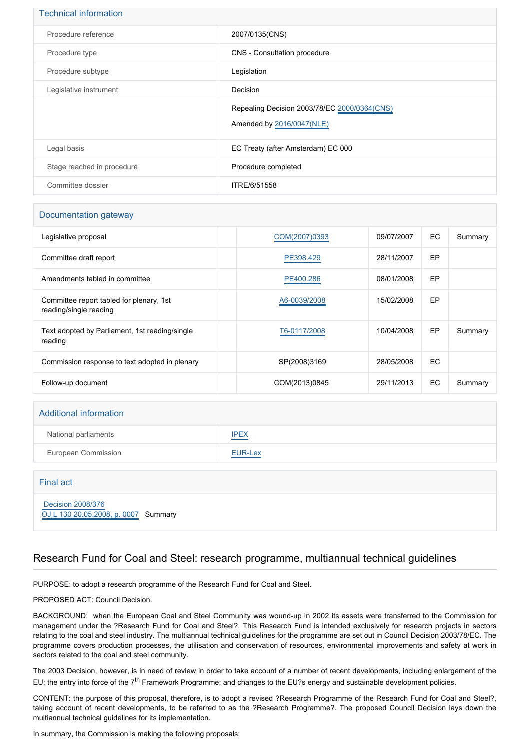## Technical information

| | |
|---|---|
| Procedure reference | 2007/0135(CNS) |
| Procedure type | CNS - Consultation procedure |
| Procedure subtype | Legislation |
| Legislative instrument | Decision |
| | Repealing Decision 2003/78/EC 2000/0364(CNS)<br>Amended by 2016/0047(NLE) |
| Legal basis | EC Treaty (after Amsterdam) EC 000 |
| Stage reached in procedure | Procedure completed |
| Committee dossier | ITRE/6/51558 |

## Documentation gateway

| | | | | | |
|---|---|---|---|---|---|
| Legislative proposal | | COM(2007)0393 | 09/07/2007 | EC | Summary |
| Committee draft report | | PE398.429 | 28/11/2007 | EP | |
| Amendments tabled in committee | | PE400.286 | 08/01/2008 | EP | |
| Committee report tabled for plenary, 1st reading/single reading | | A6-0039/2008 | 15/02/2008 | EP | |
| Text adopted by Parliament, 1st reading/single reading | | T6-0117/2008 | 10/04/2008 | EP | Summary |
| Commission response to text adopted in plenary | | SP(2008)3169 | 28/05/2008 | EC | |
| Follow-up document | | COM(2013)0845 | 29/11/2013 | EC | Summary |

## Additional information

| | |
|---|---|
| National parliaments | IPEX |
| European Commission | EUR-Lex |

## Final act

Decision 2008/376
OJ L 130 20.05.2008, p. 0007 Summary

## Research Fund for Coal and Steel: research programme, multiannual technical guidelines

PURPOSE: to adopt a research programme of the Research Fund for Coal and Steel.

PROPOSED ACT: Council Decision.

BACKGROUND: when the European Coal and Steel Community was wound-up in 2002 its assets were transferred to the Commission for management under the ?Research Fund for Coal and Steel?. This Research Fund is intended exclusively for research projects in sectors relating to the coal and steel industry. The multiannual technical guidelines for the programme are set out in Council Decision 2003/78/EC. The programme covers production processes, the utilisation and conservation of resources, environmental improvements and safety at work in sectors related to the coal and steel community.

The 2003 Decision, however, is in need of review in order to take account of a number of recent developments, including enlargement of the EU; the entry into force of the 7th Framework Programme; and changes to the EU?s energy and sustainable development policies.

CONTENT: the purpose of this proposal, therefore, is to adopt a revised ?Research Programme of the Research Fund for Coal and Steel?, taking account of recent developments, to be referred to as the ?Research Programme?. The proposed Council Decision lays down the multiannual technical guidelines for its implementation.

In summary, the Commission is making the following proposals: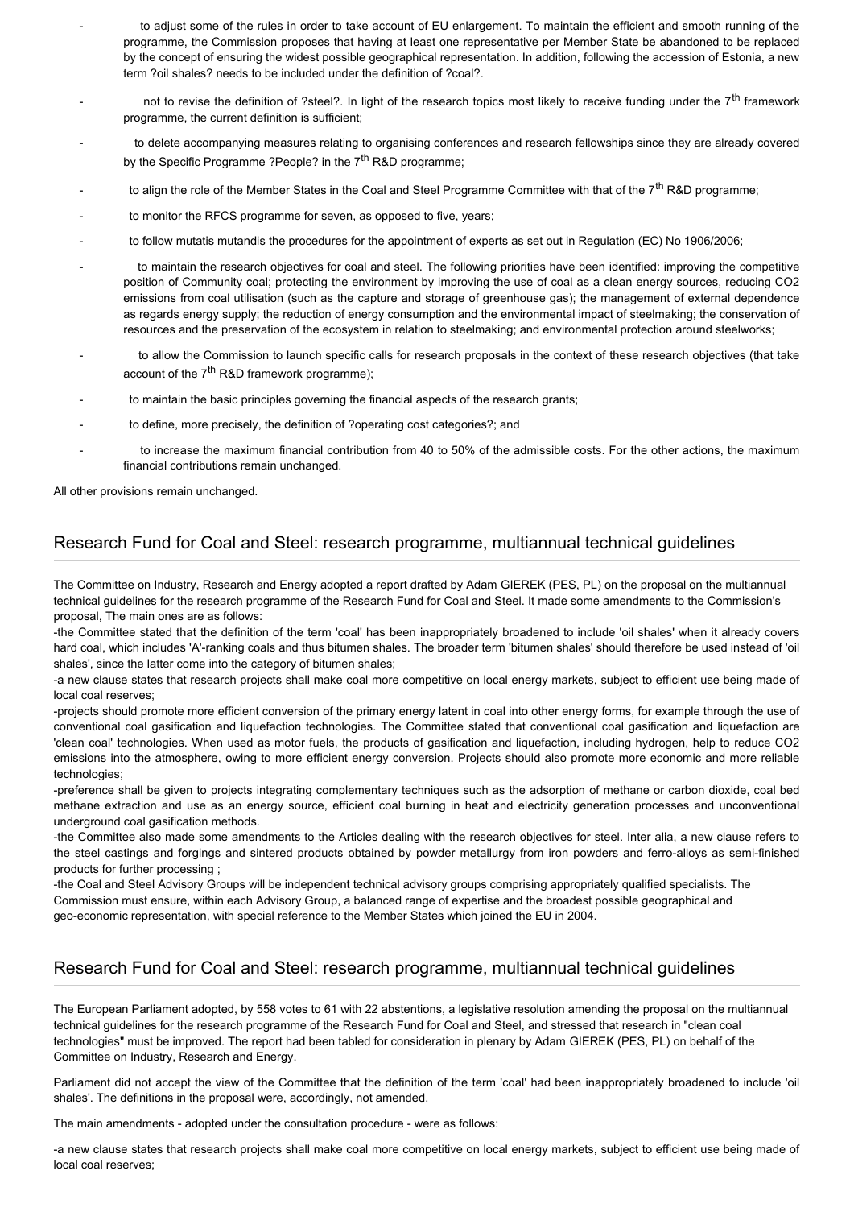- to adjust some of the rules in order to take account of EU enlargement. To maintain the efficient and smooth running of the programme, the Commission proposes that having at least one representative per Member State be abandoned to be replaced by the concept of ensuring the widest possible geographical representation. In addition, following the accession of Estonia, a new term ?oil shales? needs to be included under the definition of ?coal?.
- not to revise the definition of ?steel?. In light of the research topics most likely to receive funding under the 7th framework programme, the current definition is sufficient;
- to delete accompanying measures relating to organising conferences and research fellowships since they are already covered by the Specific Programme ?People? in the 7th R&D programme;
- to align the role of the Member States in the Coal and Steel Programme Committee with that of the 7th R&D programme;
- to monitor the RFCS programme for seven, as opposed to five, years;
- to follow mutatis mutandis the procedures for the appointment of experts as set out in Regulation (EC) No 1906/2006;
- to maintain the research objectives for coal and steel. The following priorities have been identified: improving the competitive position of Community coal; protecting the environment by improving the use of coal as a clean energy sources, reducing CO2 emissions from coal utilisation (such as the capture and storage of greenhouse gas); the management of external dependence as regards energy supply; the reduction of energy consumption and the environmental impact of steelmaking; the conservation of resources and the preservation of the ecosystem in relation to steelmaking; and environmental protection around steelworks;
- to allow the Commission to launch specific calls for research proposals in the context of these research objectives (that take account of the 7th R&D framework programme);
- to maintain the basic principles governing the financial aspects of the research grants;
- to define, more precisely, the definition of ?operating cost categories?; and
- to increase the maximum financial contribution from 40 to 50% of the admissible costs. For the other actions, the maximum financial contributions remain unchanged.

All other provisions remain unchanged.

## Research Fund for Coal and Steel: research programme, multiannual technical guidelines

The Committee on Industry, Research and Energy adopted a report drafted by Adam GIEREK (PES, PL) on the proposal on the multiannual technical guidelines for the research programme of the Research Fund for Coal and Steel. It made some amendments to the Commission's proposal, The main ones are as follows:

-the Committee stated that the definition of the term 'coal' has been inappropriately broadened to include 'oil shales' when it already covers hard coal, which includes 'A'-ranking coals and thus bitumen shales. The broader term 'bitumen shales' should therefore be used instead of 'oil shales', since the latter come into the category of bitumen shales;

-a new clause states that research projects shall make coal more competitive on local energy markets, subject to efficient use being made of local coal reserves;

-projects should promote more efficient conversion of the primary energy latent in coal into other energy forms, for example through the use of conventional coal gasification and liquefaction technologies. The Committee stated that conventional coal gasification and liquefaction are 'clean coal' technologies. When used as motor fuels, the products of gasification and liquefaction, including hydrogen, help to reduce CO2 emissions into the atmosphere, owing to more efficient energy conversion. Projects should also promote more economic and more reliable technologies;

-preference shall be given to projects integrating complementary techniques such as the adsorption of methane or carbon dioxide, coal bed methane extraction and use as an energy source, efficient coal burning in heat and electricity generation processes and unconventional underground coal gasification methods.

-the Committee also made some amendments to the Articles dealing with the research objectives for steel. Inter alia, a new clause refers to the steel castings and forgings and sintered products obtained by powder metallurgy from iron powders and ferro-alloys as semi-finished products for further processing ;

-the Coal and Steel Advisory Groups will be independent technical advisory groups comprising appropriately qualified specialists. The Commission must ensure, within each Advisory Group, a balanced range of expertise and the broadest possible geographical and geo-economic representation, with special reference to the Member States which joined the EU in 2004.

## Research Fund for Coal and Steel: research programme, multiannual technical guidelines

The European Parliament adopted, by 558 votes to 61 with 22 abstentions, a legislative resolution amending the proposal on the multiannual technical guidelines for the research programme of the Research Fund for Coal and Steel, and stressed that research in "clean coal technologies" must be improved. The report had been tabled for consideration in plenary by Adam GIEREK (PES, PL) on behalf of the Committee on Industry, Research and Energy.

Parliament did not accept the view of the Committee that the definition of the term 'coal' had been inappropriately broadened to include 'oil shales'. The definitions in the proposal were, accordingly, not amended.

The main amendments - adopted under the consultation procedure - were as follows:

-a new clause states that research projects shall make coal more competitive on local energy markets, subject to efficient use being made of local coal reserves;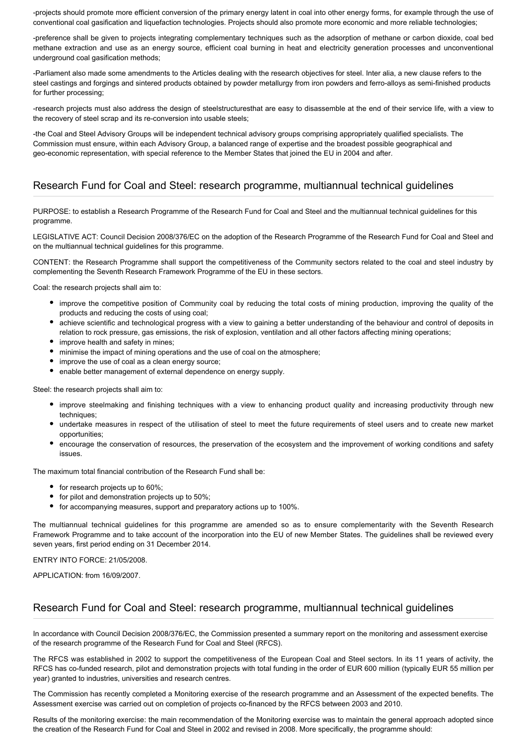-projects should promote more efficient conversion of the primary energy latent in coal into other energy forms, for example through the use of conventional coal gasification and liquefaction technologies. Projects should also promote more economic and more reliable technologies;

-preference shall be given to projects integrating complementary techniques such as the adsorption of methane or carbon dioxide, coal bed methane extraction and use as an energy source, efficient coal burning in heat and electricity generation processes and unconventional underground coal gasification methods;

-Parliament also made some amendments to the Articles dealing with the research objectives for steel. Inter alia, a new clause refers to the steel castings and forgings and sintered products obtained by powder metallurgy from iron powders and ferro-alloys as semi-finished products for further processing;

-research projects must also address the design of steelstructuresthat are easy to disassemble at the end of their service life, with a view to the recovery of steel scrap and its re-conversion into usable steels;

-the Coal and Steel Advisory Groups will be independent technical advisory groups comprising appropriately qualified specialists. The Commission must ensure, within each Advisory Group, a balanced range of expertise and the broadest possible geographical and geo-economic representation, with special reference to the Member States that joined the EU in 2004 and after.

## Research Fund for Coal and Steel: research programme, multiannual technical guidelines

PURPOSE: to establish a Research Programme of the Research Fund for Coal and Steel and the multiannual technical guidelines for this programme.

LEGISLATIVE ACT: Council Decision 2008/376/EC on the adoption of the Research Programme of the Research Fund for Coal and Steel and on the multiannual technical guidelines for this programme.

CONTENT: the Research Programme shall support the competitiveness of the Community sectors related to the coal and steel industry by complementing the Seventh Research Framework Programme of the EU in these sectors.

Coal: the research projects shall aim to:

- improve the competitive position of Community coal by reducing the total costs of mining production, improving the quality of the products and reducing the costs of using coal;
- achieve scientific and technological progress with a view to gaining a better understanding of the behaviour and control of deposits in relation to rock pressure, gas emissions, the risk of explosion, ventilation and all other factors affecting mining operations;
- improve health and safety in mines;
- minimise the impact of mining operations and the use of coal on the atmosphere;
- improve the use of coal as a clean energy source;
- enable better management of external dependence on energy supply.

Steel: the research projects shall aim to:

- improve steelmaking and finishing techniques with a view to enhancing product quality and increasing productivity through new techniques;
- undertake measures in respect of the utilisation of steel to meet the future requirements of steel users and to create new market opportunities;
- encourage the conservation of resources, the preservation of the ecosystem and the improvement of working conditions and safety issues.

The maximum total financial contribution of the Research Fund shall be:

- for research projects up to 60%;
- for pilot and demonstration projects up to 50%;
- for accompanying measures, support and preparatory actions up to 100%.

The multiannual technical guidelines for this programme are amended so as to ensure complementarity with the Seventh Research Framework Programme and to take account of the incorporation into the EU of new Member States. The guidelines shall be reviewed every seven years, first period ending on 31 December 2014.

ENTRY INTO FORCE: 21/05/2008.

APPLICATION: from 16/09/2007.

## Research Fund for Coal and Steel: research programme, multiannual technical guidelines

In accordance with Council Decision 2008/376/EC, the Commission presented a summary report on the monitoring and assessment exercise of the research programme of the Research Fund for Coal and Steel (RFCS).

The RFCS was established in 2002 to support the competitiveness of the European Coal and Steel sectors. In its 11 years of activity, the RFCS has co-funded research, pilot and demonstration projects with total funding in the order of EUR 600 million (typically EUR 55 million per year) granted to industries, universities and research centres.

The Commission has recently completed a Monitoring exercise of the research programme and an Assessment of the expected benefits. The Assessment exercise was carried out on completion of projects co-financed by the RFCS between 2003 and 2010.

Results of the monitoring exercise: the main recommendation of the Monitoring exercise was to maintain the general approach adopted since the creation of the Research Fund for Coal and Steel in 2002 and revised in 2008. More specifically, the programme should: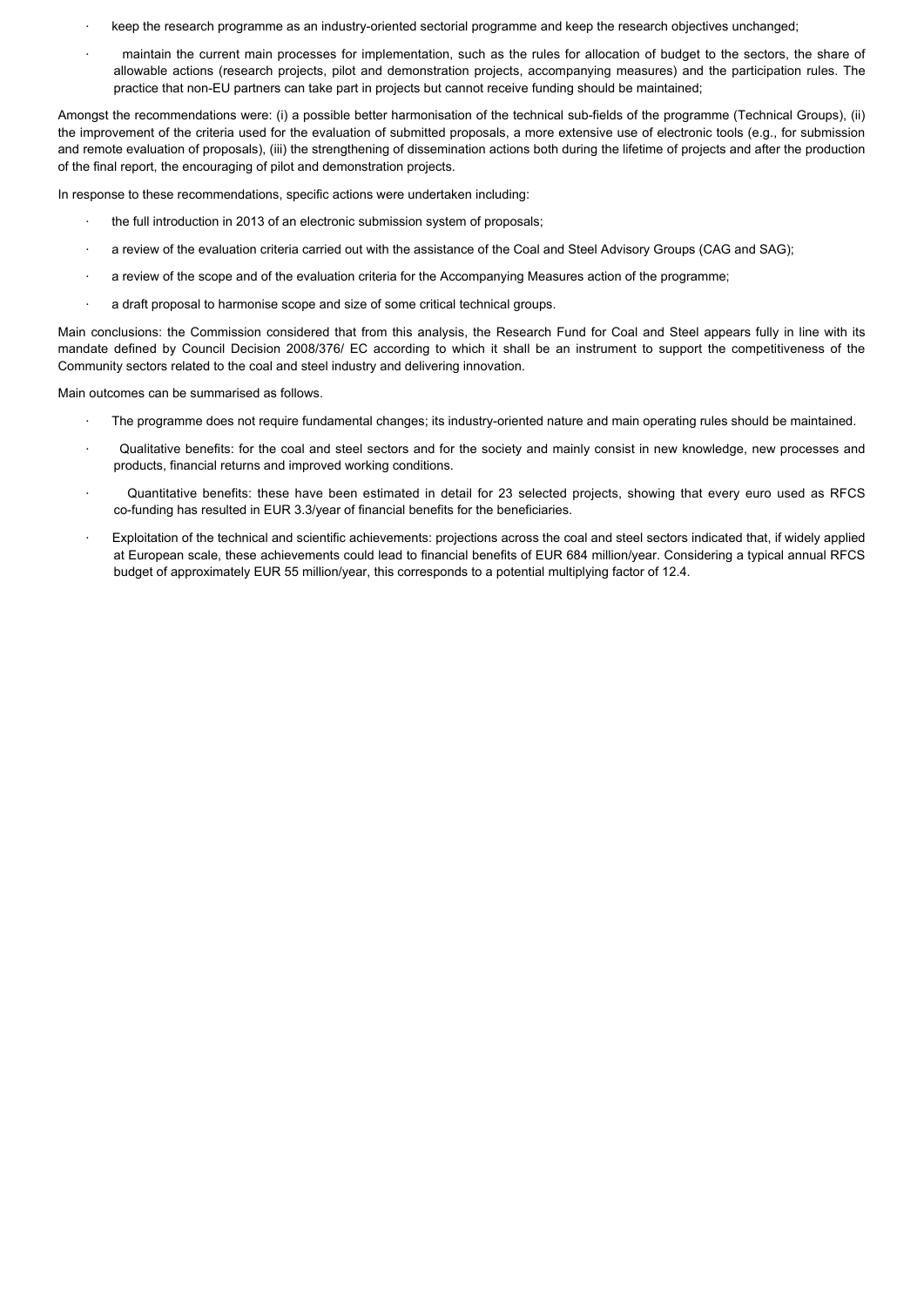- keep the research programme as an industry-oriented sectorial programme and keep the research objectives unchanged;
- maintain the current main processes for implementation, such as the rules for allocation of budget to the sectors, the share of allowable actions (research projects, pilot and demonstration projects, accompanying measures) and the participation rules. The practice that non-EU partners can take part in projects but cannot receive funding should be maintained;

Amongst the recommendations were: (i) a possible better harmonisation of the technical sub-fields of the programme (Technical Groups), (ii) the improvement of the criteria used for the evaluation of submitted proposals, a more extensive use of electronic tools (e.g., for submission and remote evaluation of proposals), (iii) the strengthening of dissemination actions both during the lifetime of projects and after the production of the final report, the encouraging of pilot and demonstration projects.

In response to these recommendations, specific actions were undertaken including:

- the full introduction in 2013 of an electronic submission system of proposals;
- a review of the evaluation criteria carried out with the assistance of the Coal and Steel Advisory Groups (CAG and SAG);
- a review of the scope and of the evaluation criteria for the Accompanying Measures action of the programme;
- a draft proposal to harmonise scope and size of some critical technical groups.

Main conclusions: the Commission considered that from this analysis, the Research Fund for Coal and Steel appears fully in line with its mandate defined by Council Decision 2008/376/ EC according to which it shall be an instrument to support the competitiveness of the Community sectors related to the coal and steel industry and delivering innovation.

Main outcomes can be summarised as follows.

- The programme does not require fundamental changes; its industry-oriented nature and main operating rules should be maintained.
- Qualitative benefits: for the coal and steel sectors and for the society and mainly consist in new knowledge, new processes and products, financial returns and improved working conditions.
- Quantitative benefits: these have been estimated in detail for 23 selected projects, showing that every euro used as RFCS co-funding has resulted in EUR 3.3/year of financial benefits for the beneficiaries.
- Exploitation of the technical and scientific achievements: projections across the coal and steel sectors indicated that, if widely applied at European scale, these achievements could lead to financial benefits of EUR 684 million/year. Considering a typical annual RFCS budget of approximately EUR 55 million/year, this corresponds to a potential multiplying factor of 12.4.